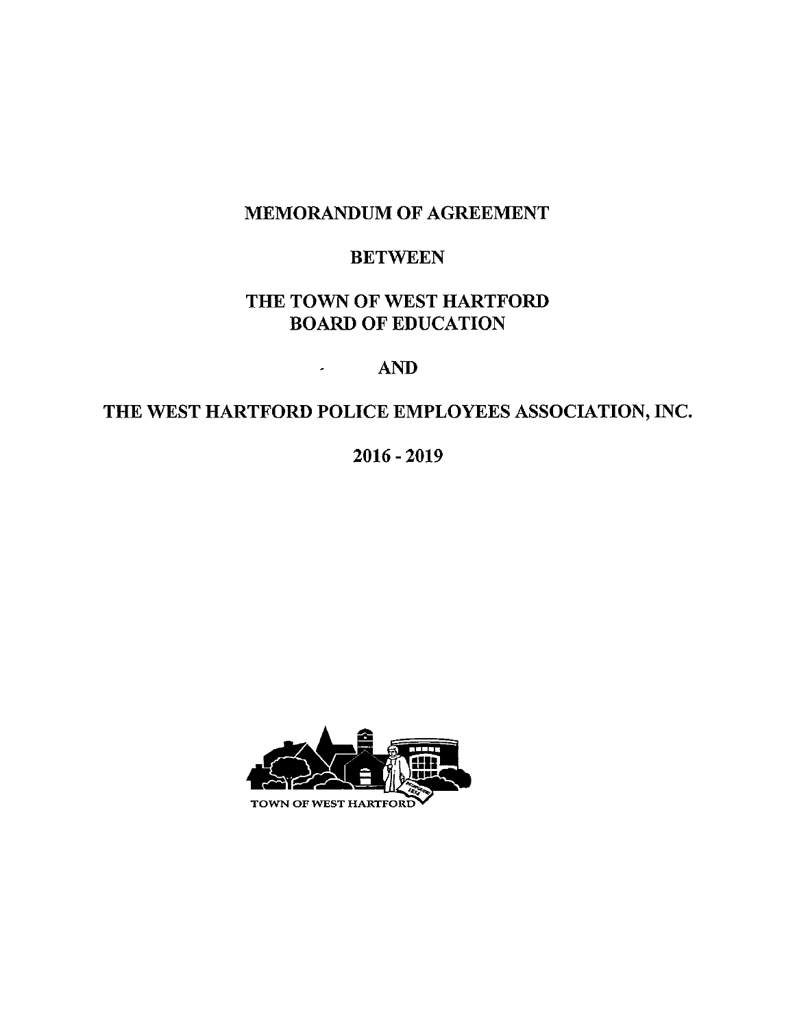# MEMORANDUM OF AGREEMENT

# BETWEEN

# THE TOWN OF WEST HARTFORD BOARD OF EDUCATION

# AND

# THE WEST HARTFORD POLICE EMPLOYEES ASSOCIATION, INC.

# 2016 - 2019

TOWN OF WEST HARTFORD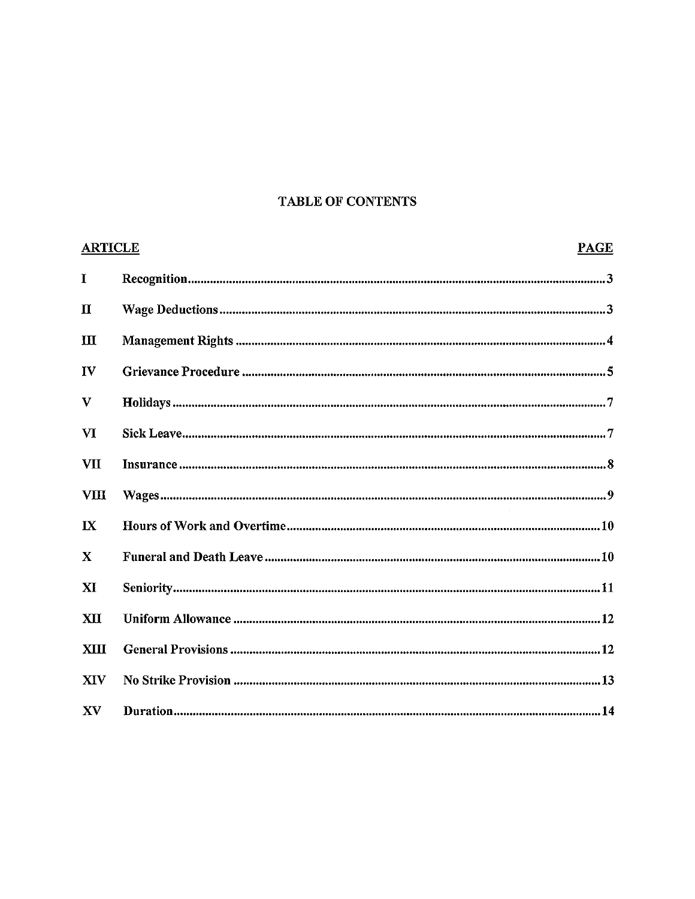# TABLE OF CONTENTS

| ARTICLE | | PAGE |
|---|---|---|
| I | Recognition | 3 |
| II | Wage Deductions | 3 |
| III | Management Rights | 4 |
| IV | Grievance Procedure | 5 |
| V | Holidays | 7 |
| VI | Sick Leave | 7 |
| VII | Insurance | 8 |
| VIII | Wages | 9 |
| IX | Hours of Work and Overtime | 10 |
| X | Funeral and Death Leave | 10 |
| XI | Seniority | 11 |
| XII | Uniform Allowance | 12 |
| XIII | General Provisions | 12 |
| XIV | No Strike Provision | 13 |
| XV | Duration | 14 |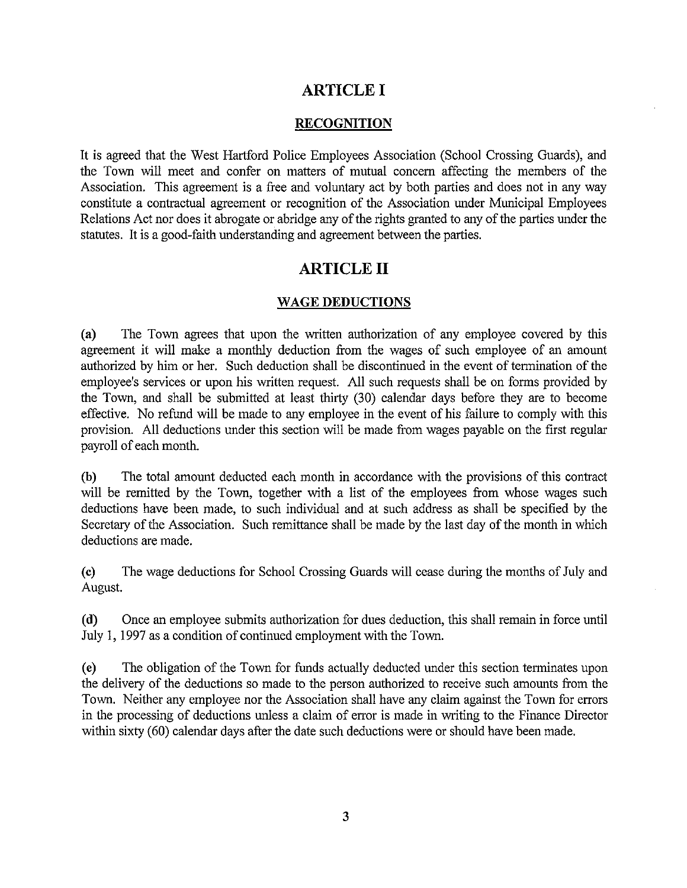# ARTICLE I

## RECOGNITION

It is agreed that the West Hartford Police Employees Association (School Crossing Guards), and the Town will meet and confer on matters of mutual concern affecting the members of the Association. This agreement is a free and voluntary act by both parties and does not in any way constitute a contractual agreement or recognition of the Association under Municipal Employees Relations Act nor does it abrogate or abridge any of the rights granted to any of the parties under the statutes. It is a good-faith understanding and agreement between the parties.

# ARTICLE II

## WAGE DEDUCTIONS

**(a)** The Town agrees that upon the written authorization of any employee covered by this agreement it will make a monthly deduction from the wages of such employee of an amount authorized by him or her. Such deduction shall be discontinued in the event of termination of the employee's services or upon his written request. All such requests shall be on forms provided by the Town, and shall be submitted at least thirty (30) calendar days before they are to become effective. No refund will be made to any employee in the event of his failure to comply with this provision. All deductions under this section will be made from wages payable on the first regular payroll of each month.

**(b)** The total amount deducted each month in accordance with the provisions of this contract will be remitted by the Town, together with a list of the employees from whose wages such deductions have been made, to such individual and at such address as shall be specified by the Secretary of the Association. Such remittance shall be made by the last day of the month in which deductions are made.

**(c)** The wage deductions for School Crossing Guards will cease during the months of July and August.

**(d)** Once an employee submits authorization for dues deduction, this shall remain in force until July 1, 1997 as a condition of continued employment with the Town.

**(e)** The obligation of the Town for funds actually deducted under this section terminates upon the delivery of the deductions so made to the person authorized to receive such amounts from the Town. Neither any employee nor the Association shall have any claim against the Town for errors in the processing of deductions unless a claim of error is made in writing to the Finance Director within sixty (60) calendar days after the date such deductions were or should have been made.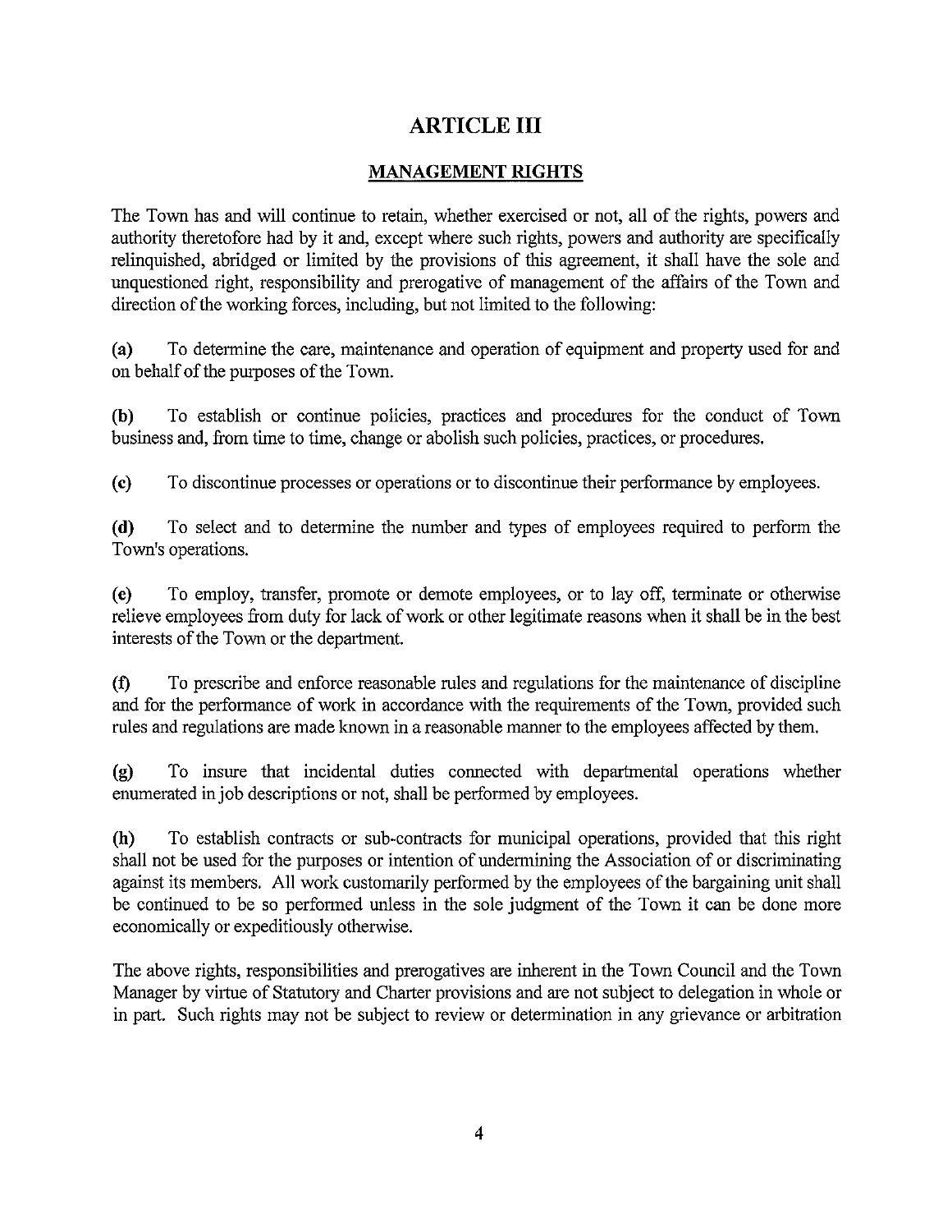# ARTICLE III

## MANAGEMENT RIGHTS

The Town has and will continue to retain, whether exercised or not, all of the rights, powers and authority theretofore had by it and, except where such rights, powers and authority are specifically relinquished, abridged or limited by the provisions of this agreement, it shall have the sole and unquestioned right, responsibility and prerogative of management of the affairs of the Town and direction of the working forces, including, but not limited to the following:

**(a)** To determine the care, maintenance and operation of equipment and property used for and on behalf of the purposes of the Town.

**(b)** To establish or continue policies, practices and procedures for the conduct of Town business and, from time to time, change or abolish such policies, practices, or procedures.

**(c)** To discontinue processes or operations or to discontinue their performance by employees.

**(d)** To select and to determine the number and types of employees required to perform the Town's operations.

**(e)** To employ, transfer, promote or demote employees, or to lay off, terminate or otherwise relieve employees from duty for lack of work or other legitimate reasons when it shall be in the best interests of the Town or the department.

**(f)** To prescribe and enforce reasonable rules and regulations for the maintenance of discipline and for the performance of work in accordance with the requirements of the Town, provided such rules and regulations are made known in a reasonable manner to the employees affected by them.

**(g)** To insure that incidental duties connected with departmental operations whether enumerated in job descriptions or not, shall be performed by employees.

**(h)** To establish contracts or sub-contracts for municipal operations, provided that this right shall not be used for the purposes or intention of undermining the Association of or discriminating against its members. All work customarily performed by the employees of the bargaining unit shall be continued to be so performed unless in the sole judgment of the Town it can be done more economically or expeditiously otherwise.

The above rights, responsibilities and prerogatives are inherent in the Town Council and the Town Manager by virtue of Statutory and Charter provisions and are not subject to delegation in whole or in part. Such rights may not be subject to review or determination in any grievance or arbitration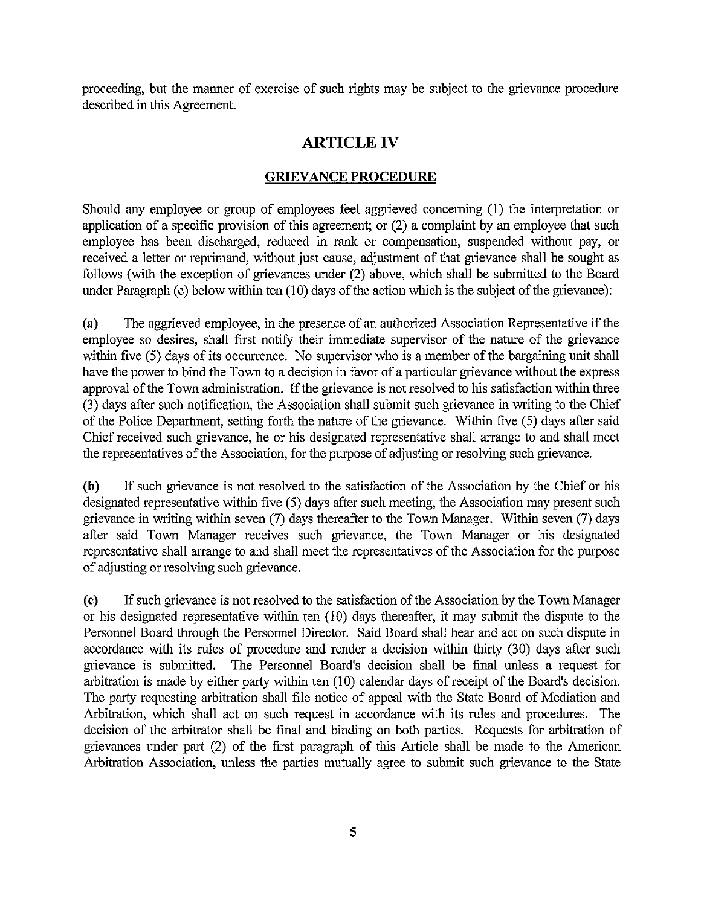proceeding, but the manner of exercise of such rights may be subject to the grievance procedure described in this Agreement.

# ARTICLE IV

## GRIEVANCE PROCEDURE

Should any employee or group of employees feel aggrieved concerning (1) the interpretation or application of a specific provision of this agreement; or (2) a complaint by an employee that such employee has been discharged, reduced in rank or compensation, suspended without pay, or received a letter or reprimand, without just cause, adjustment of that grievance shall be sought as follows (with the exception of grievances under (2) above, which shall be submitted to the Board under Paragraph (c) below within ten (10) days of the action which is the subject of the grievance):

**(a)** The aggrieved employee, in the presence of an authorized Association Representative if the employee so desires, shall first notify their immediate supervisor of the nature of the grievance within five (5) days of its occurrence. No supervisor who is a member of the bargaining unit shall have the power to bind the Town to a decision in favor of a particular grievance without the express approval of the Town administration. If the grievance is not resolved to his satisfaction within three (3) days after such notification, the Association shall submit such grievance in writing to the Chief of the Police Department, setting forth the nature of the grievance. Within five (5) days after said Chief received such grievance, he or his designated representative shall arrange to and shall meet the representatives of the Association, for the purpose of adjusting or resolving such grievance.

**(b)** If such grievance is not resolved to the satisfaction of the Association by the Chief or his designated representative within five (5) days after such meeting, the Association may present such grievance in writing within seven (7) days thereafter to the Town Manager. Within seven (7) days after said Town Manager receives such grievance, the Town Manager or his designated representative shall arrange to and shall meet the representatives of the Association for the purpose of adjusting or resolving such grievance.

**(c)** If such grievance is not resolved to the satisfaction of the Association by the Town Manager or his designated representative within ten (10) days thereafter, it may submit the dispute to the Personnel Board through the Personnel Director. Said Board shall hear and act on such dispute in accordance with its rules of procedure and render a decision within thirty (30) days after such grievance is submitted. The Personnel Board's decision shall be final unless a request for arbitration is made by either party within ten (10) calendar days of receipt of the Board's decision. The party requesting arbitration shall file notice of appeal with the State Board of Mediation and Arbitration, which shall act on such request in accordance with its rules and procedures. The decision of the arbitrator shall be final and binding on both parties. Requests for arbitration of grievances under part (2) of the first paragraph of this Article shall be made to the American Arbitration Association, unless the parties mutually agree to submit such grievance to the State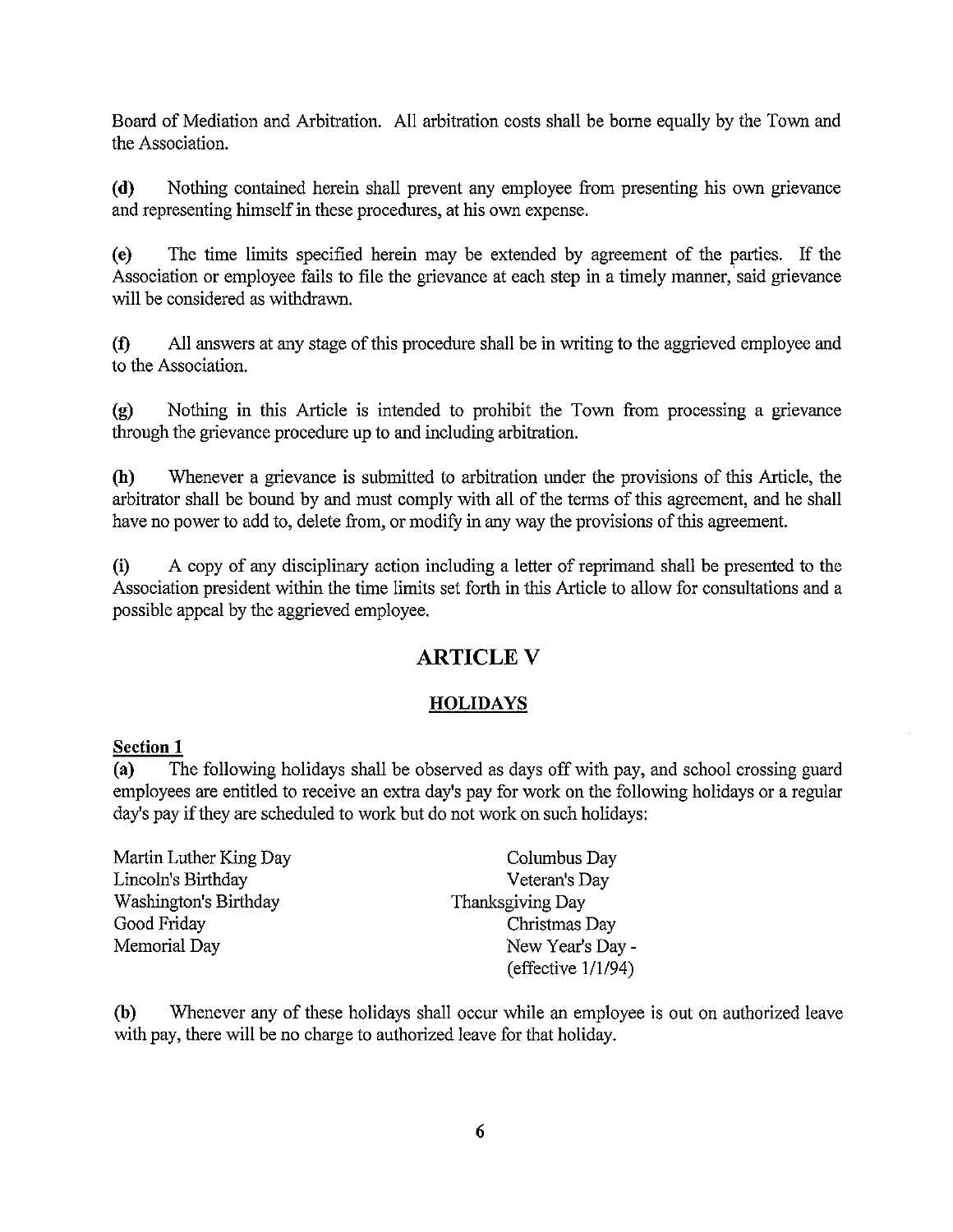Board of Mediation and Arbitration. All arbitration costs shall be borne equally by the Town and the Association.

**(d)** Nothing contained herein shall prevent any employee from presenting his own grievance and representing himself in these procedures, at his own expense.

**(e)** The time limits specified herein may be extended by agreement of the parties. If the Association or employee fails to file the grievance at each step in a timely manner, said grievance will be considered as withdrawn.

**(f)** All answers at any stage of this procedure shall be in writing to the aggrieved employee and to the Association.

**(g)** Nothing in this Article is intended to prohibit the Town from processing a grievance through the grievance procedure up to and including arbitration.

**(h)** Whenever a grievance is submitted to arbitration under the provisions of this Article, the arbitrator shall be bound by and must comply with all of the terms of this agreement, and he shall have no power to add to, delete from, or modify in any way the provisions of this agreement.

**(i)** A copy of any disciplinary action including a letter of reprimand shall be presented to the Association president within the time limits set forth in this Article to allow for consultations and a possible appeal by the aggrieved employee.

# ARTICLE V

## HOLIDAYS

**Section 1**

**(a)** The following holidays shall be observed as days off with pay, and school crossing guard employees are entitled to receive an extra day's pay for work on the following holidays or a regular day's pay if they are scheduled to work but do not work on such holidays:

Martin Luther King Day
Lincoln's Birthday
Washington's Birthday
Good Friday
Memorial Day
Columbus Day
Veteran's Day
Thanksgiving Day
Christmas Day
New Year's Day - (effective 1/1/94)

**(b)** Whenever any of these holidays shall occur while an employee is out on authorized leave with pay, there will be no charge to authorized leave for that holiday.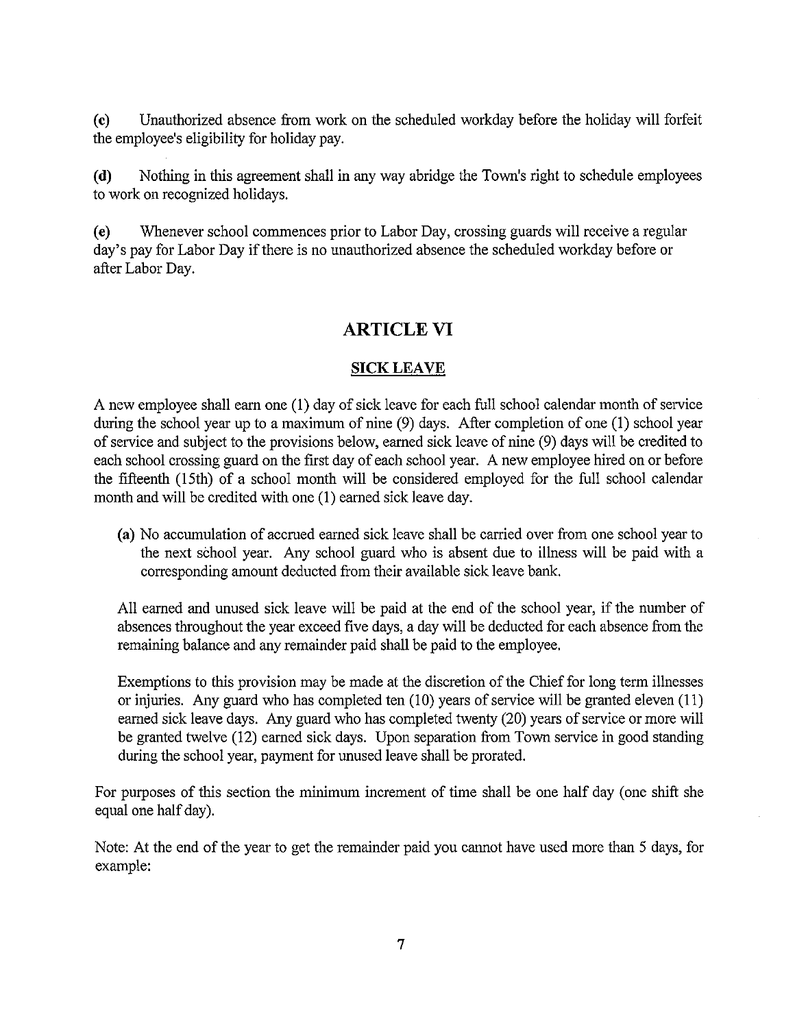**(c)** Unauthorized absence from work on the scheduled workday before the holiday will forfeit the employee's eligibility for holiday pay.

**(d)** Nothing in this agreement shall in any way abridge the Town's right to schedule employees to work on recognized holidays.

**(e)** Whenever school commences prior to Labor Day, crossing guards will receive a regular day's pay for Labor Day if there is no unauthorized absence the scheduled workday before or after Labor Day.

# ARTICLE VI

## SICK LEAVE

A new employee shall earn one (1) day of sick leave for each full school calendar month of service during the school year up to a maximum of nine (9) days. After completion of one (1) school year of service and subject to the provisions below, earned sick leave of nine (9) days will be credited to each school crossing guard on the first day of each school year. A new employee hired on or before the fifteenth (15th) of a school month will be considered employed for the full school calendar month and will be credited with one (1) earned sick leave day.

**(a)** No accumulation of accrued earned sick leave shall be carried over from one school year to the next school year. Any school guard who is absent due to illness will be paid with a corresponding amount deducted from their available sick leave bank.

All earned and unused sick leave will be paid at the end of the school year, if the number of absences throughout the year exceed five days, a day will be deducted for each absence from the remaining balance and any remainder paid shall be paid to the employee.

Exemptions to this provision may be made at the discretion of the Chief for long term illnesses or injuries. Any guard who has completed ten (10) years of service will be granted eleven (11) earned sick leave days. Any guard who has completed twenty (20) years of service or more will be granted twelve (12) earned sick days. Upon separation from Town service in good standing during the school year, payment for unused leave shall be prorated.

For purposes of this section the minimum increment of time shall be one half day (one shift she equal one half day).

Note: At the end of the year to get the remainder paid you cannot have used more than 5 days, for example: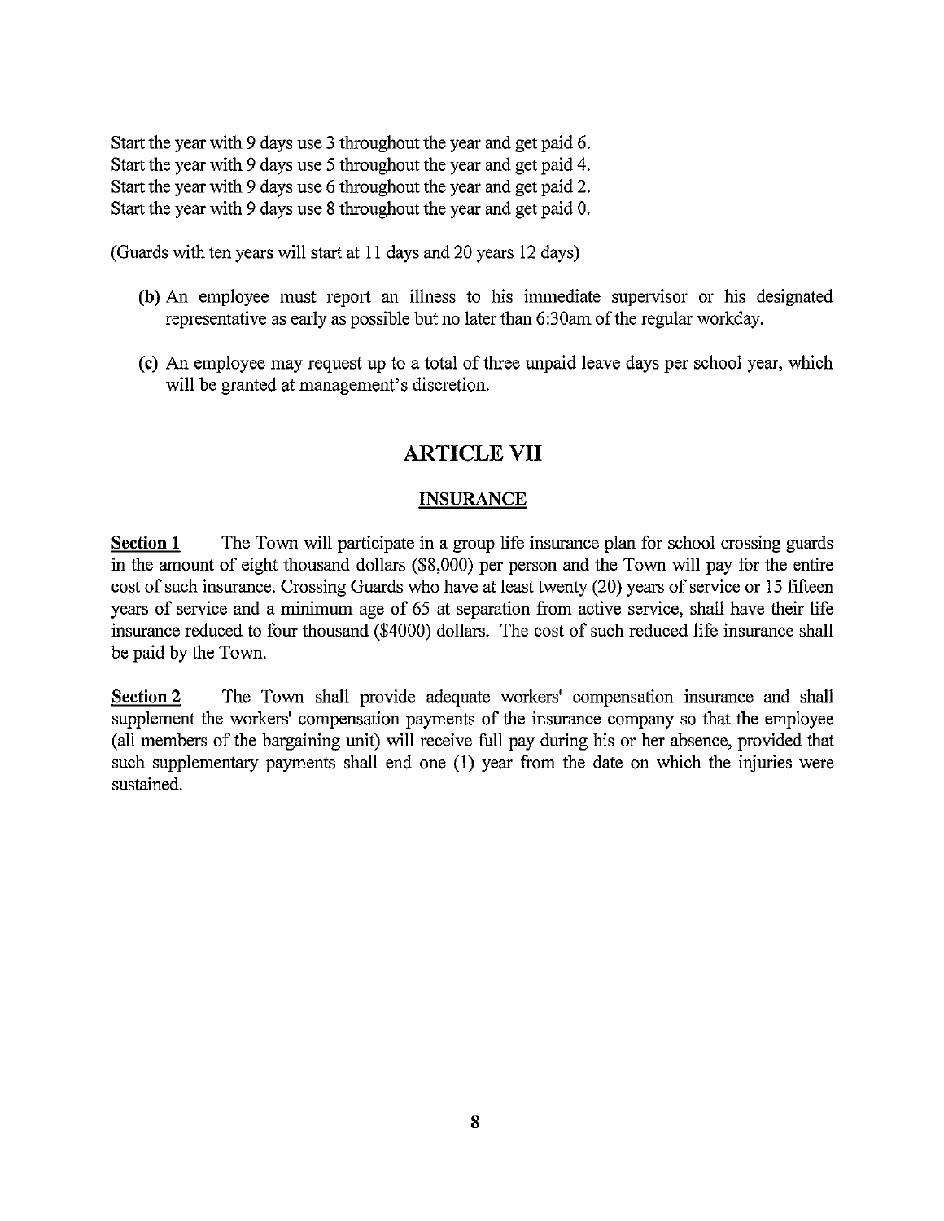Start the year with 9 days use 3 throughout the year and get paid 6.
Start the year with 9 days use 5 throughout the year and get paid 4.
Start the year with 9 days use 6 throughout the year and get paid 2.
Start the year with 9 days use 8 throughout the year and get paid 0.

(Guards with ten years will start at 11 days and 20 years 12 days)

**(b)** An employee must report an illness to his immediate supervisor or his designated representative as early as possible but no later than 6:30am of the regular workday.

**(c)** An employee may request up to a total of three unpaid leave days per school year, which will be granted at management's discretion.

## ARTICLE VII

### INSURANCE

**Section 1** The Town will participate in a group life insurance plan for school crossing guards in the amount of eight thousand dollars ($8,000) per person and the Town will pay for the entire cost of such insurance. Crossing Guards who have at least twenty (20) years of service or 15 fifteen years of service and a minimum age of 65 at separation from active service, shall have their life insurance reduced to four thousand ($4000) dollars. The cost of such reduced life insurance shall be paid by the Town.

**Section 2** The Town shall provide adequate workers' compensation insurance and shall supplement the workers' compensation payments of the insurance company so that the employee (all members of the bargaining unit) will receive full pay during his or her absence, provided that such supplementary payments shall end one (1) year from the date on which the injuries were sustained.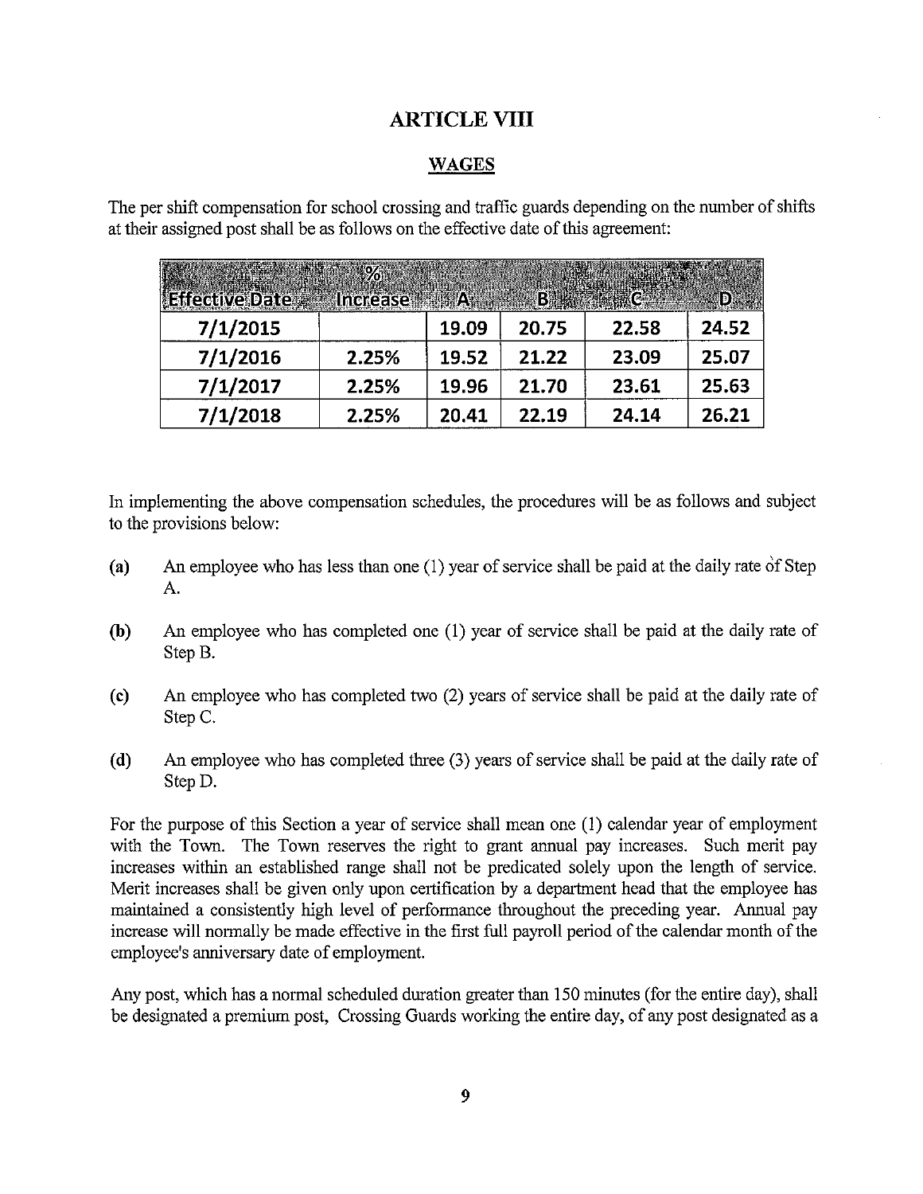# ARTICLE VIII

## WAGES

The per shift compensation for school crossing and traffic guards depending on the number of shifts at their assigned post shall be as follows on the effective date of this agreement:

| Effective Date | % Increase | A | B | C | D |
|---|---|---|---|---|---|
| 7/1/2015 | | 19.09 | 20.75 | 22.58 | 24.52 |
| 7/1/2016 | 2.25% | 19.52 | 21.22 | 23.09 | 25.07 |
| 7/1/2017 | 2.25% | 19.96 | 21.70 | 23.61 | 25.63 |
| 7/1/2018 | 2.25% | 20.41 | 22.19 | 24.14 | 26.21 |

In implementing the above compensation schedules, the procedures will be as follows and subject to the provisions below:

**(a)** An employee who has less than one (1) year of service shall be paid at the daily rate of Step A.

**(b)** An employee who has completed one (1) year of service shall be paid at the daily rate of Step B.

**(c)** An employee who has completed two (2) years of service shall be paid at the daily rate of Step C.

**(d)** An employee who has completed three (3) years of service shall be paid at the daily rate of Step D.

For the purpose of this Section a year of service shall mean one (1) calendar year of employment with the Town. The Town reserves the right to grant annual pay increases. Such merit pay increases within an established range shall not be predicated solely upon the length of service. Merit increases shall be given only upon certification by a department head that the employee has maintained a consistently high level of performance throughout the preceding year. Annual pay increase will normally be made effective in the first full payroll period of the calendar month of the employee's anniversary date of employment.

Any post, which has a normal scheduled duration greater than 150 minutes (for the entire day), shall be designated a premium post, Crossing Guards working the entire day, of any post designated as a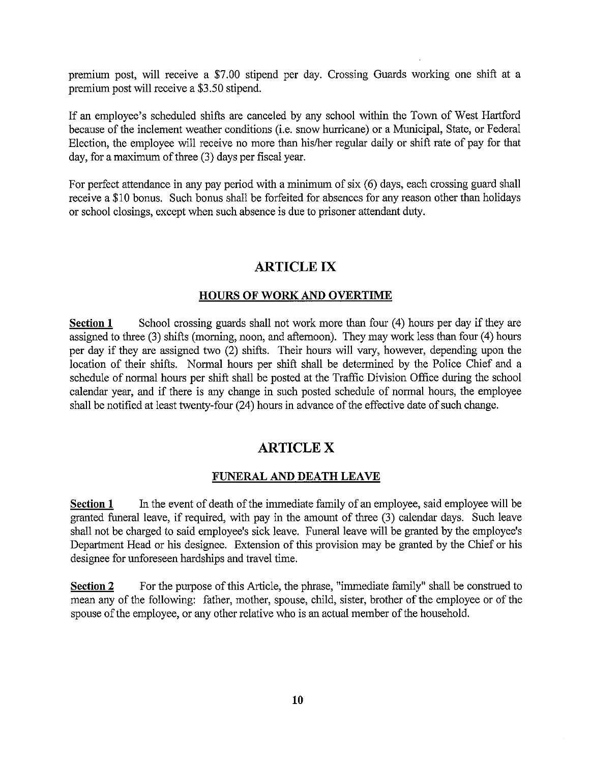premium post, will receive a $7.00 stipend per day. Crossing Guards working one shift at a premium post will receive a $3.50 stipend.

If an employee's scheduled shifts are canceled by any school within the Town of West Hartford because of the inclement weather conditions (i.e. snow hurricane) or a Municipal, State, or Federal Election, the employee will receive no more than his/her regular daily or shift rate of pay for that day, for a maximum of three (3) days per fiscal year.

For perfect attendance in any pay period with a minimum of six (6) days, each crossing guard shall receive a $10 bonus. Such bonus shall be forfeited for absences for any reason other than holidays or school closings, except when such absence is due to prisoner attendant duty.

## ARTICLE IX

### HOURS OF WORK AND OVERTIME

**Section 1** School crossing guards shall not work more than four (4) hours per day if they are assigned to three (3) shifts (morning, noon, and afternoon). They may work less than four (4) hours per day if they are assigned two (2) shifts. Their hours will vary, however, depending upon the location of their shifts. Normal hours per shift shall be determined by the Police Chief and a schedule of normal hours per shift shall be posted at the Traffic Division Office during the school calendar year, and if there is any change in such posted schedule of normal hours, the employee shall be notified at least twenty-four (24) hours in advance of the effective date of such change.

## ARTICLE X

### FUNERAL AND DEATH LEAVE

**Section 1** In the event of death of the immediate family of an employee, said employee will be granted funeral leave, if required, with pay in the amount of three (3) calendar days. Such leave shall not be charged to said employee's sick leave. Funeral leave will be granted by the employee's Department Head or his designee. Extension of this provision may be granted by the Chief or his designee for unforeseen hardships and travel time.

**Section 2** For the purpose of this Article, the phrase, "immediate family" shall be construed to mean any of the following: father, mother, spouse, child, sister, brother of the employee or of the spouse of the employee, or any other relative who is an actual member of the household.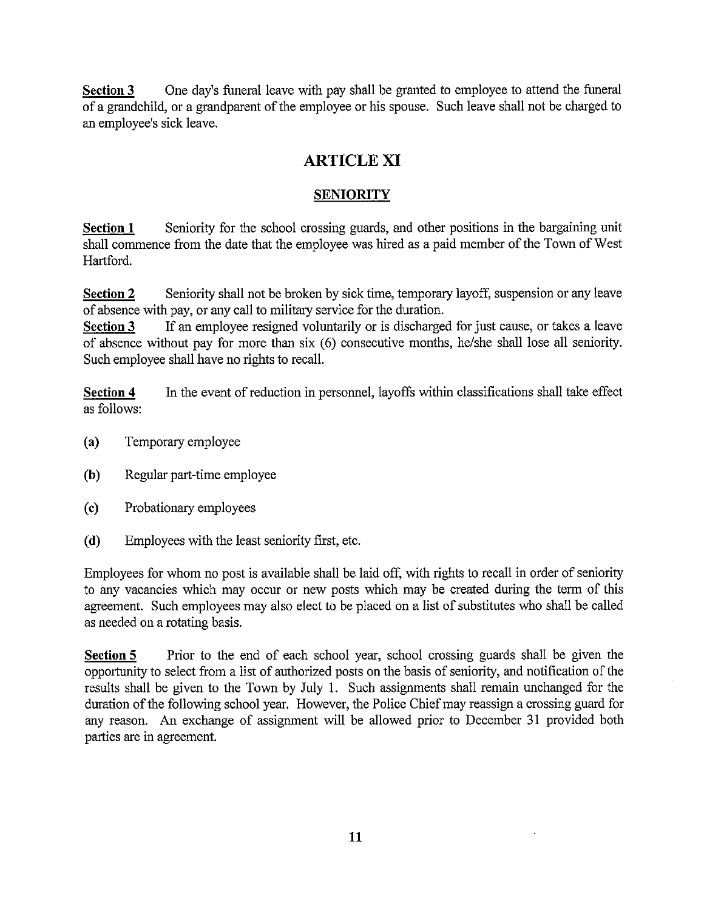**Section 3** One day's funeral leave with pay shall be granted to employee to attend the funeral of a grandchild, or a grandparent of the employee or his spouse. Such leave shall not be charged to an employee's sick leave.

# ARTICLE XI

## SENIORITY

**Section 1** Seniority for the school crossing guards, and other positions in the bargaining unit shall commence from the date that the employee was hired as a paid member of the Town of West Hartford.

**Section 2** Seniority shall not be broken by sick time, temporary layoff, suspension or any leave of absence with pay, or any call to military service for the duration.

**Section 3** If an employee resigned voluntarily or is discharged for just cause, or takes a leave of absence without pay for more than six (6) consecutive months, he/she shall lose all seniority. Such employee shall have no rights to recall.

**Section 4** In the event of reduction in personnel, layoffs within classifications shall take effect as follows:

**(a)** Temporary employee

**(b)** Regular part-time employee

**(c)** Probationary employees

**(d)** Employees with the least seniority first, etc.

Employees for whom no post is available shall be laid off, with rights to recall in order of seniority to any vacancies which may occur or new posts which may be created during the term of this agreement. Such employees may also elect to be placed on a list of substitutes who shall be called as needed on a rotating basis.

**Section 5** Prior to the end of each school year, school crossing guards shall be given the opportunity to select from a list of authorized posts on the basis of seniority, and notification of the results shall be given to the Town by July 1. Such assignments shall remain unchanged for the duration of the following school year. However, the Police Chief may reassign a crossing guard for any reason. An exchange of assignment will be allowed prior to December 31 provided both parties are in agreement.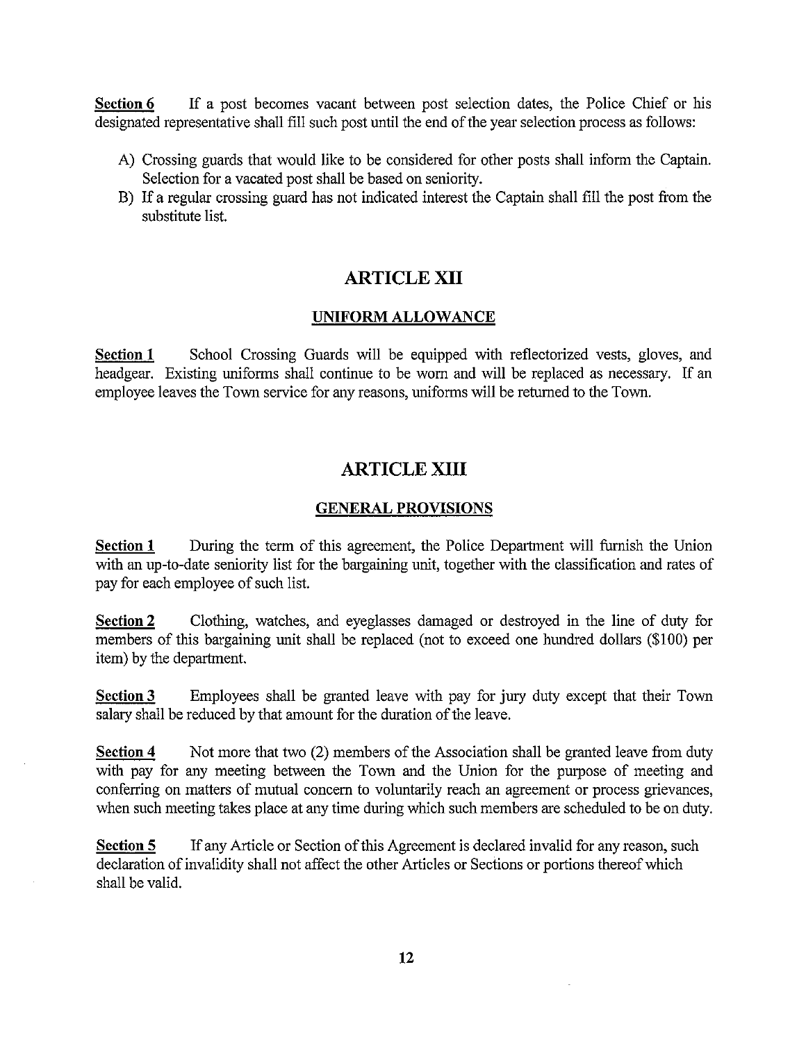**Section 6** If a post becomes vacant between post selection dates, the Police Chief or his designated representative shall fill such post until the end of the year selection process as follows:

A) Crossing guards that would like to be considered for other posts shall inform the Captain. Selection for a vacated post shall be based on seniority.
B) If a regular crossing guard has not indicated interest the Captain shall fill the post from the substitute list.

# ARTICLE XII

## UNIFORM ALLOWANCE

**Section 1** School Crossing Guards will be equipped with reflectorized vests, gloves, and headgear. Existing uniforms shall continue to be worn and will be replaced as necessary. If an employee leaves the Town service for any reasons, uniforms will be returned to the Town.

# ARTICLE XIII

## GENERAL PROVISIONS

**Section 1** During the term of this agreement, the Police Department will furnish the Union with an up-to-date seniority list for the bargaining unit, together with the classification and rates of pay for each employee of such list.

**Section 2** Clothing, watches, and eyeglasses damaged or destroyed in the line of duty for members of this bargaining unit shall be replaced (not to exceed one hundred dollars ($100) per item) by the department.

**Section 3** Employees shall be granted leave with pay for jury duty except that their Town salary shall be reduced by that amount for the duration of the leave.

**Section 4** Not more that two (2) members of the Association shall be granted leave from duty with pay for any meeting between the Town and the Union for the purpose of meeting and conferring on matters of mutual concern to voluntarily reach an agreement or process grievances, when such meeting takes place at any time during which such members are scheduled to be on duty.

**Section 5** If any Article or Section of this Agreement is declared invalid for any reason, such declaration of invalidity shall not affect the other Articles or Sections or portions thereof which shall be valid.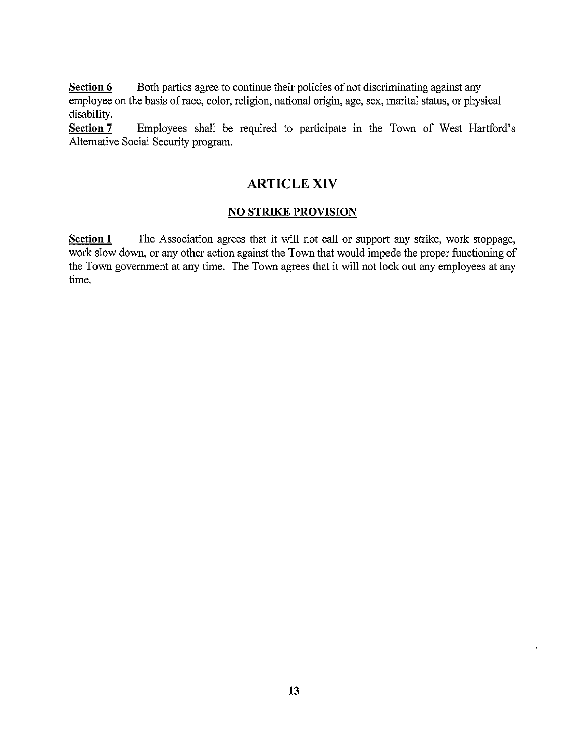**Section 6** Both parties agree to continue their policies of not discriminating against any employee on the basis of race, color, religion, national origin, age, sex, marital status, or physical disability.

**Section 7** Employees shall be required to participate in the Town of West Hartford's Alternative Social Security program.

# ARTICLE XIV

## NO STRIKE PROVISION

**Section 1** The Association agrees that it will not call or support any strike, work stoppage, work slow down, or any other action against the Town that would impede the proper functioning of the Town government at any time. The Town agrees that it will not lock out any employees at any time.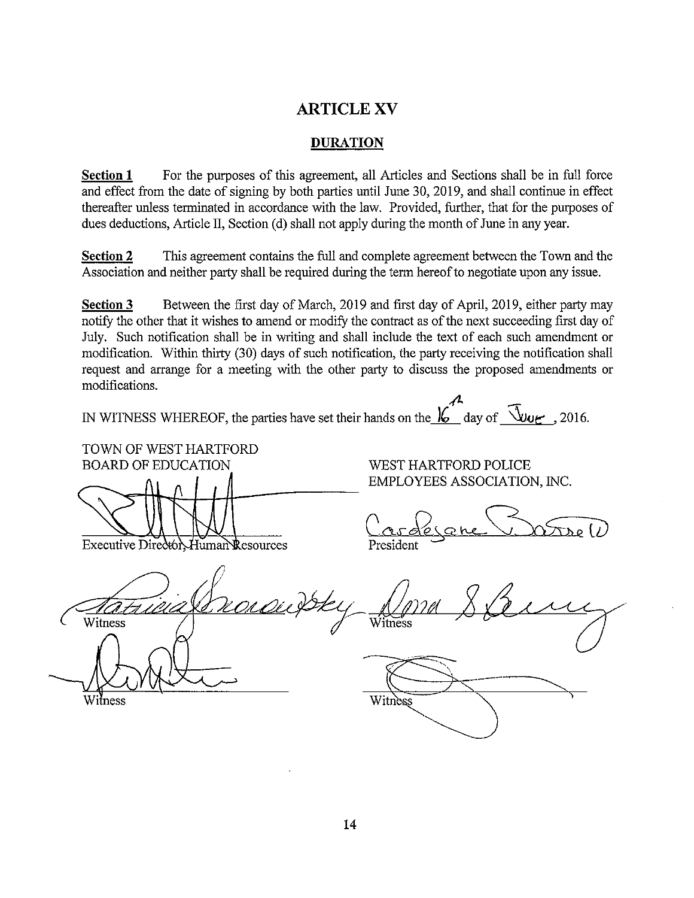# ARTICLE XV

## DURATION

**Section 1** For the purposes of this agreement, all Articles and Sections shall be in full force and effect from the date of signing by both parties until June 30, 2019, and shall continue in effect thereafter unless terminated in accordance with the law. Provided, further, that for the purposes of dues deductions, Article II, Section (d) shall not apply during the month of June in any year.

**Section 2** This agreement contains the full and complete agreement between the Town and the Association and neither party shall be required during the term hereof to negotiate upon any issue.

**Section 3** Between the first day of March, 2019 and first day of April, 2019, either party may notify the other that it wishes to amend or modify the contract as of the next succeeding first day of July. Such notification shall be in writing and shall include the text of each such amendment or modification. Within thirty (30) days of such notification, the party receiving the notification shall request and arrange for a meeting with the other party to discuss the proposed amendments or modifications.

IN WITNESS WHEREOF, the parties have set their hands on the 16th day of June, 2016.

| | |
|---|---|
| TOWN OF WEST HARTFORD<br>BOARD OF EDUCATION | WEST HARTFORD POLICE<br>EMPLOYEES ASSOCIATION, INC. |
| Executive Director, Human Resources | President |
| Witness | Witness |
| Witness | Witness |